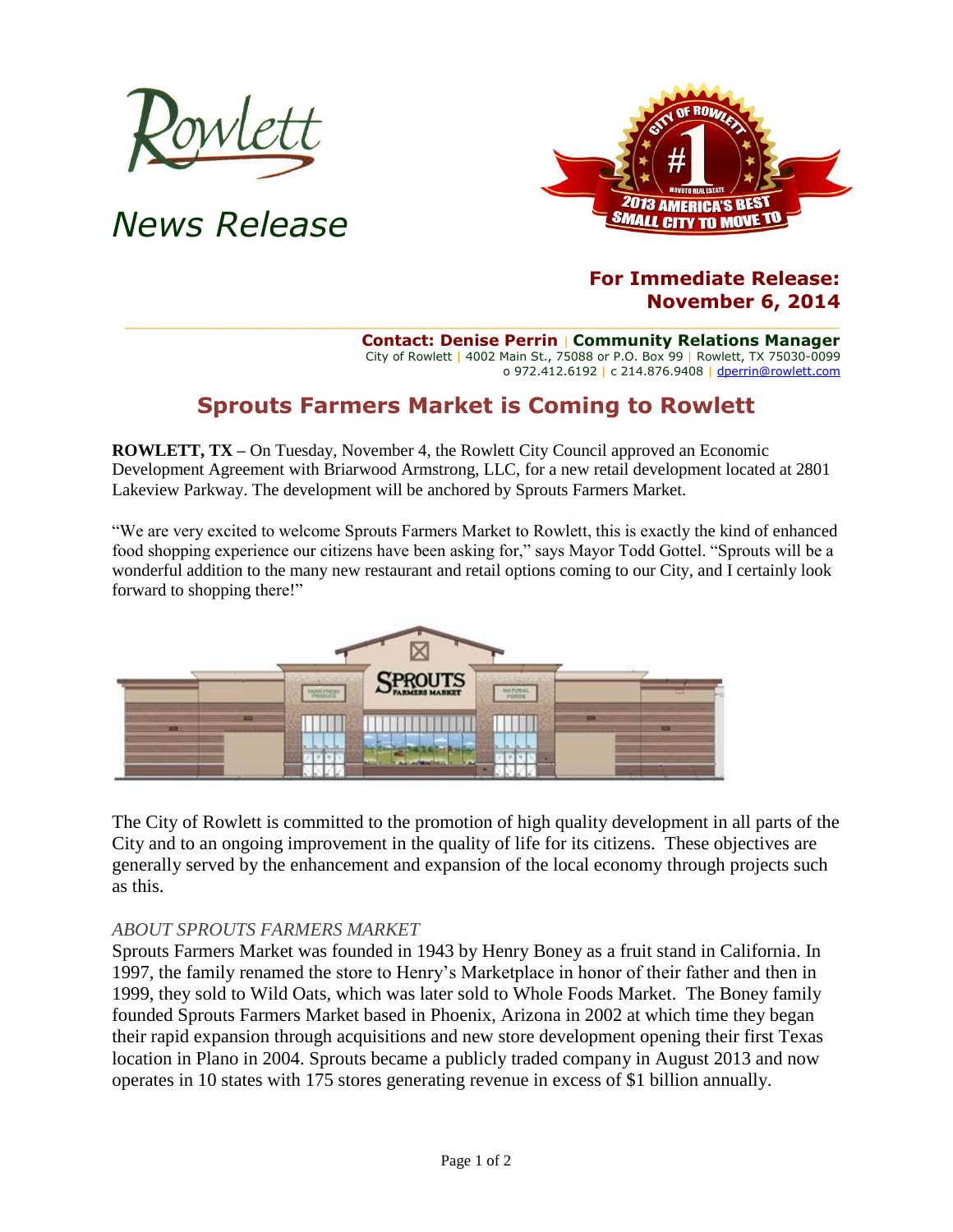Rowlett

*News Release*

**For Immediate Release: November 6, 2014**

**Contact: Denise Perrin | Community Relations Manager**
City of Rowlett | 4002 Main St., 75088 or P.O. Box 99 | Rowlett, TX 75030-0099
o 972.412.6192 | c 214.876.9408 | dperrin@rowlett.com

# Sprouts Farmers Market is Coming to Rowlett

**ROWLETT, TX –** On Tuesday, November 4, the Rowlett City Council approved an Economic Development Agreement with Briarwood Armstrong, LLC, for a new retail development located at 2801 Lakeview Parkway. The development will be anchored by Sprouts Farmers Market.

"We are very excited to welcome Sprouts Farmers Market to Rowlett, this is exactly the kind of enhanced food shopping experience our citizens have been asking for," says Mayor Todd Gottel. "Sprouts will be a wonderful addition to the many new restaurant and retail options coming to our City, and I certainly look forward to shopping there!"

The City of Rowlett is committed to the promotion of high quality development in all parts of the City and to an ongoing improvement in the quality of life for its citizens. These objectives are generally served by the enhancement and expansion of the local economy through projects such as this.

*ABOUT SPROUTS FARMERS MARKET*

Sprouts Farmers Market was founded in 1943 by Henry Boney as a fruit stand in California. In 1997, the family renamed the store to Henry's Marketplace in honor of their father and then in 1999, they sold to Wild Oats, which was later sold to Whole Foods Market. The Boney family founded Sprouts Farmers Market based in Phoenix, Arizona in 2002 at which time they began their rapid expansion through acquisitions and new store development opening their first Texas location in Plano in 2004. Sprouts became a publicly traded company in August 2013 and now operates in 10 states with 175 stores generating revenue in excess of $1 billion annually.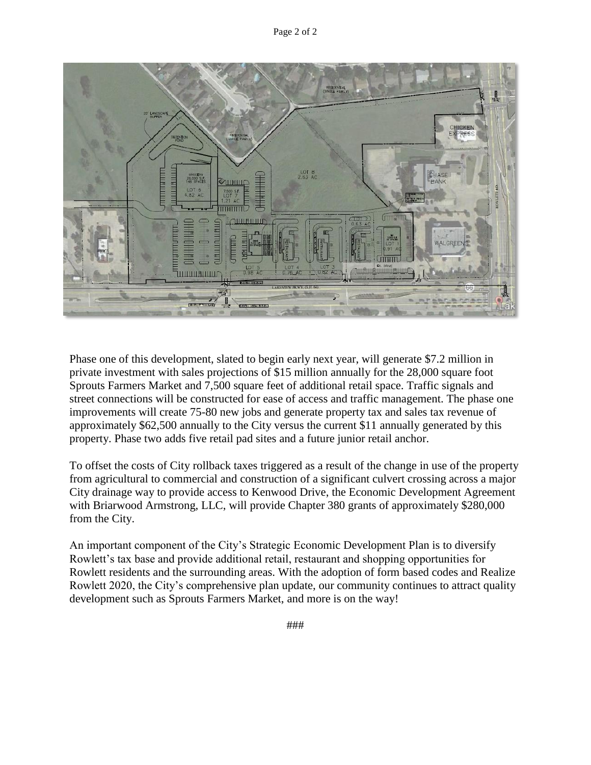Phase one of this development, slated to begin early next year, will generate $7.2 million in private investment with sales projections of $15 million annually for the 28,000 square foot Sprouts Farmers Market and 7,500 square feet of additional retail space. Traffic signals and street connections will be constructed for ease of access and traffic management. The phase one improvements will create 75-80 new jobs and generate property tax and sales tax revenue of approximately $62,500 annually to the City versus the current $11 annually generated by this property. Phase two adds five retail pad sites and a future junior retail anchor.

To offset the costs of City rollback taxes triggered as a result of the change in use of the property from agricultural to commercial and construction of a significant culvert crossing across a major City drainage way to provide access to Kenwood Drive, the Economic Development Agreement with Briarwood Armstrong, LLC, will provide Chapter 380 grants of approximately $280,000 from the City.

An important component of the City's Strategic Economic Development Plan is to diversify Rowlett's tax base and provide additional retail, restaurant and shopping opportunities for Rowlett residents and the surrounding areas. With the adoption of form based codes and Realize Rowlett 2020, the City's comprehensive plan update, our community continues to attract quality development such as Sprouts Farmers Market, and more is on the way!

###